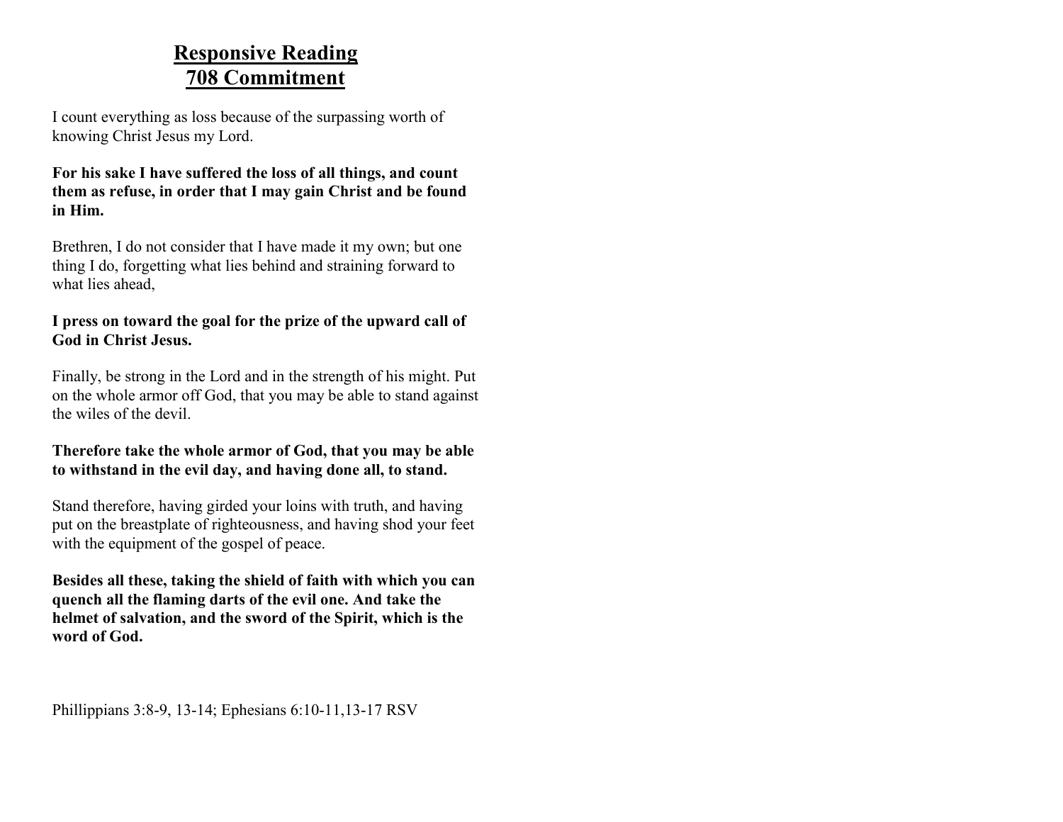# Responsive Reading
# 708 Commitment

I count everything as loss because of the surpassing worth of knowing Christ Jesus my Lord.

**For his sake I have suffered the loss of all things, and count them as refuse, in order that I may gain Christ and be found in Him.**

Brethren, I do not consider that I have made it my own; but one thing I do, forgetting what lies behind and straining forward to what lies ahead,

**I press on toward the goal for the prize of the upward call of God in Christ Jesus.**

Finally, be strong in the Lord and in the strength of his might. Put on the whole armor off God, that you may be able to stand against the wiles of the devil.

**Therefore take the whole armor of God, that you may be able to withstand in the evil day, and having done all, to stand.**

Stand therefore, having girded your loins with truth, and having put on the breastplate of righteousness, and having shod your feet with the equipment of the gospel of peace.

**Besides all these, taking the shield of faith with which you can quench all the flaming darts of the evil one. And take the helmet of salvation, and the sword of the Spirit, which is the word of God.**

Phillippians 3:8-9, 13-14; Ephesians 6:10-11,13-17 RSV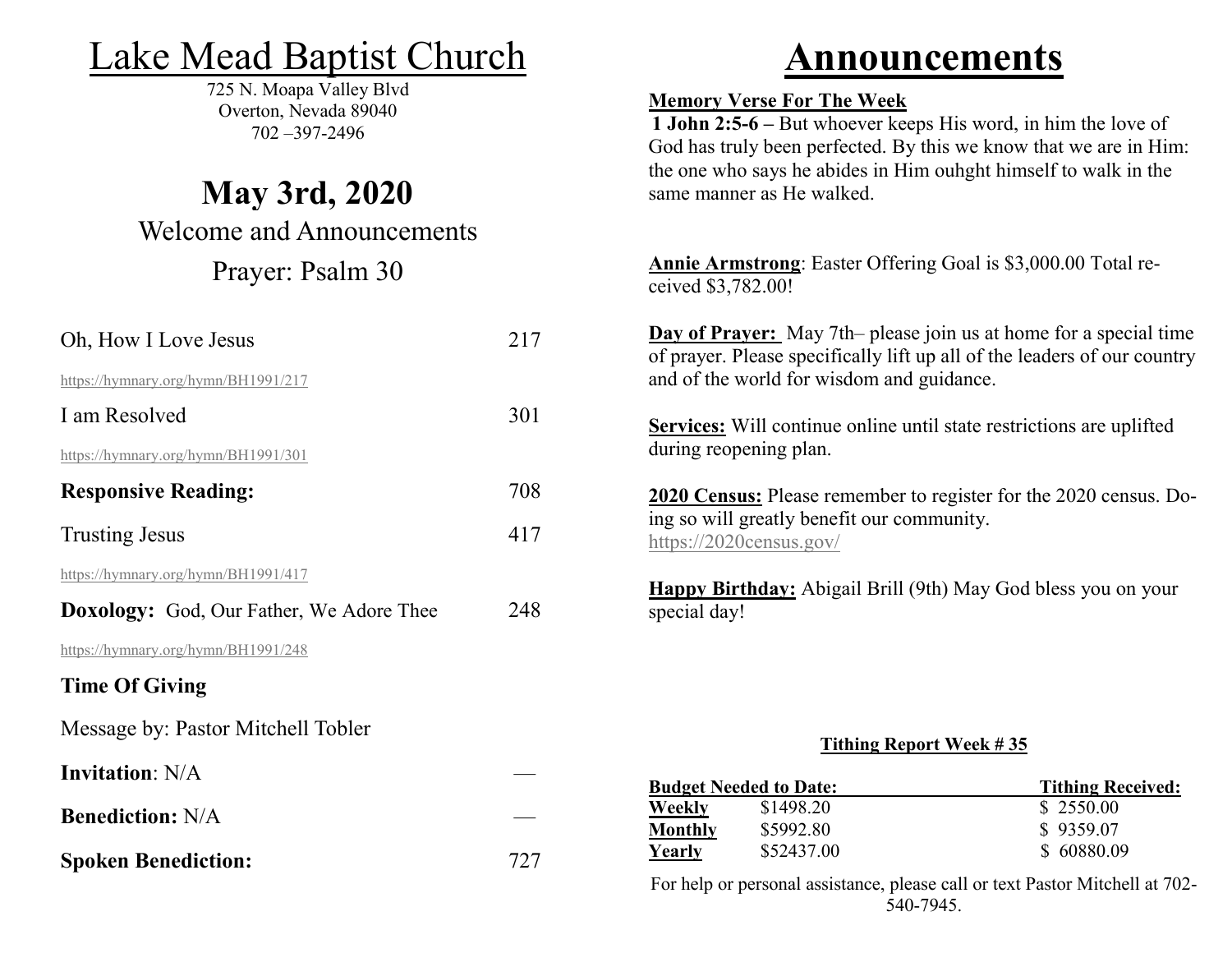# Lake Mead Baptist Church

725 N. Moapa Valley Blvd
Overton, Nevada 89040
702 –397-2496

## May 3rd, 2020

Welcome and Announcements

Prayer: Psalm 30

| | |
|---|---|
| Oh, How I Love Jesus | 217 |
| https://hymnary.org/hymn/BH1991/217 | |
| I am Resolved | 301 |
| https://hymnary.org/hymn/BH1991/301 | |
| **Responsive Reading:** | 708 |
| Trusting Jesus | 417 |
| https://hymnary.org/hymn/BH1991/417 | |
| **Doxology:** God, Our Father, We Adore Thee | 248 |
| https://hymnary.org/hymn/BH1991/248 | |
| **Time Of Giving** | |
| Message by: Pastor Mitchell Tobler | |
| **Invitation**: N/A | — |
| **Benediction:** N/A | — |
| **Spoken Benediction:** | 727 |

# Announcements

**Memory Verse For The Week**

**1 John 2:5-6 –** But whoever keeps His word, in him the love of God has truly been perfected. By this we know that we are in Him: the one who says he abides in Him ouhght himself to walk in the same manner as He walked.

**Annie Armstrong**: Easter Offering Goal is $3,000.00 Total received $3,782.00!

**Day of Prayer:** May 7th– please join us at home for a special time of prayer. Please specifically lift up all of the leaders of our country and of the world for wisdom and guidance.

**Services:** Will continue online until state restrictions are uplifted during reopening plan.

**2020 Census:** Please remember to register for the 2020 census. Doing so will greatly benefit our community.
https://2020census.gov/

**Happy Birthday:** Abigail Brill (9th) May God bless you on your special day!

**Tithing Report Week # 35**

| **Budget Needed to Date:** | | **Tithing Received:** |
|---|---|---|
| **Weekly** | $1498.20 | $ 2550.00 |
| **Monthly** | $5992.80 | $ 9359.07 |
| **Yearly** | $52437.00 | $ 60880.09 |

For help or personal assistance, please call or text Pastor Mitchell at 702-540-7945.